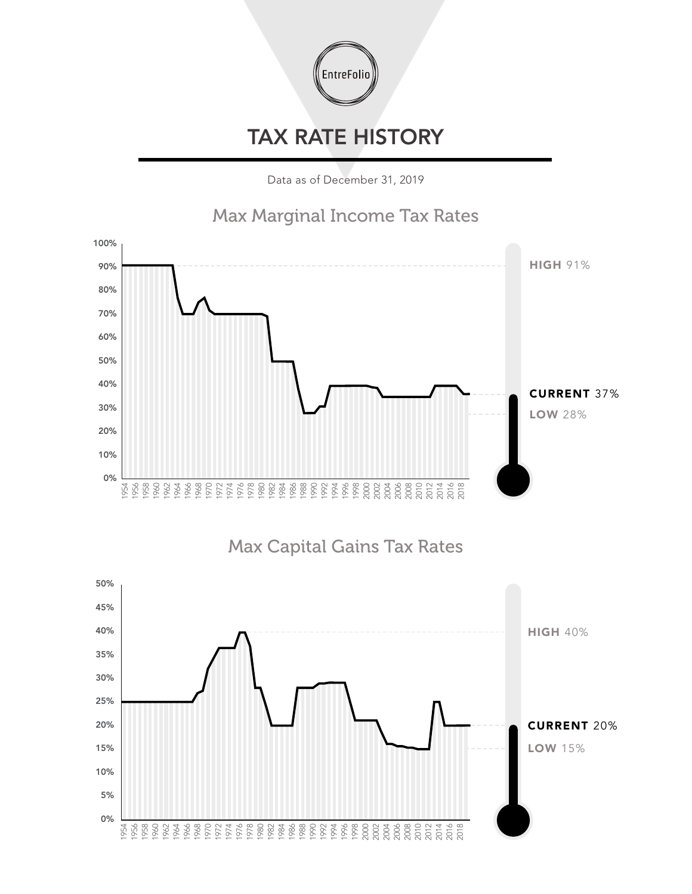EntreFolio

# TAX RATE HISTORY

Data as of December 31, 2019

## Max Marginal Income Tax Rates

**HIGH** 91%

**CURRENT** 37%

**LOW** 28%

## Max Capital Gains Tax Rates

**HIGH** 40%

**CURRENT** 20%

**LOW** 15%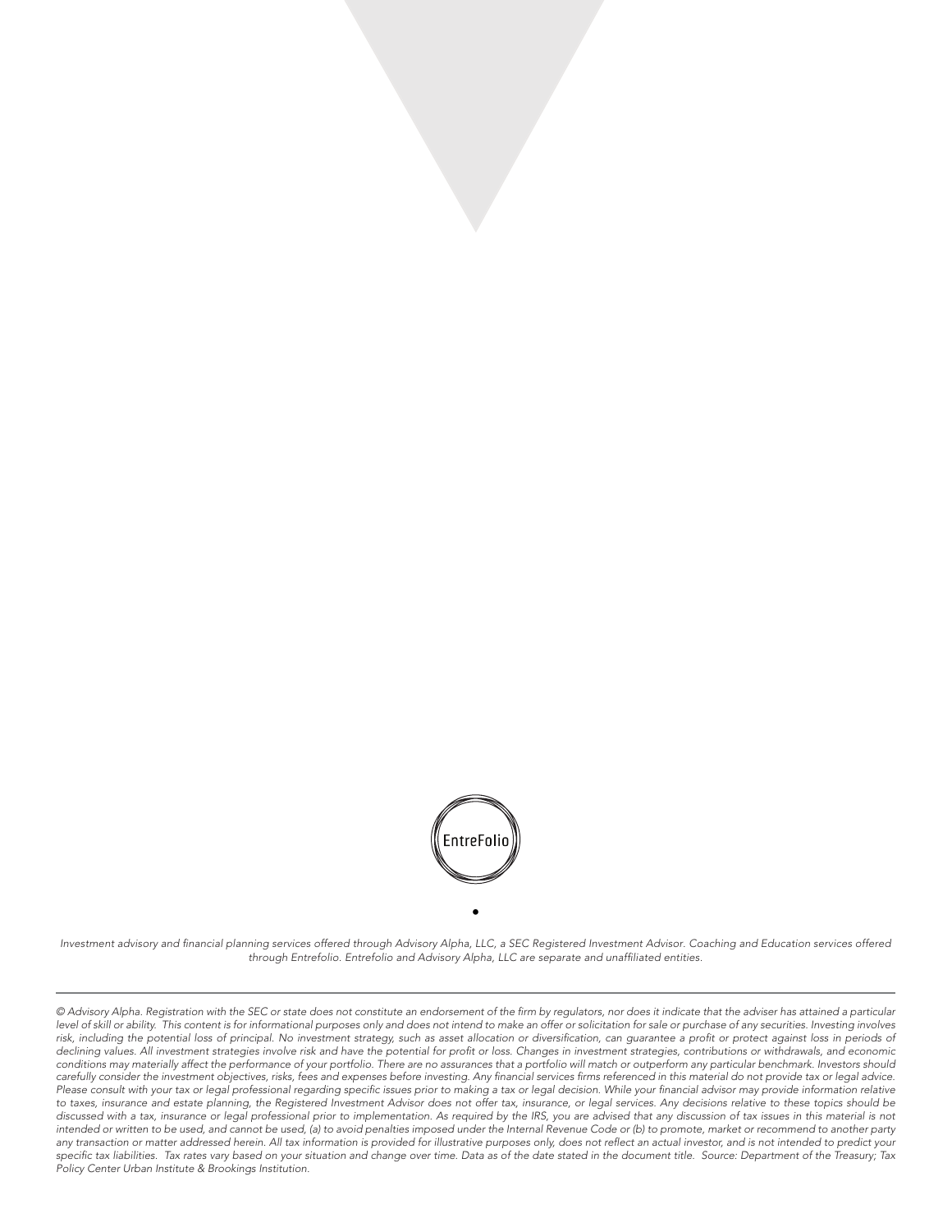EntreFolio

*Investment advisory and financial planning services offered through Advisory Alpha, LLC, a SEC Registered Investment Advisor. Coaching and Education services offered through Entrefolio. Entrefolio and Advisory Alpha, LLC are separate and unaffiliated entities.*

---

*© Advisory Alpha. Registration with the SEC or state does not constitute an endorsement of the firm by regulators, nor does it indicate that the adviser has attained a particular level of skill or ability. This content is for informational purposes only and does not intend to make an offer or solicitation for sale or purchase of any securities. Investing involves risk, including the potential loss of principal. No investment strategy, such as asset allocation or diversification, can guarantee a profit or protect against loss in periods of declining values. All investment strategies involve risk and have the potential for profit or loss. Changes in investment strategies, contributions or withdrawals, and economic conditions may materially affect the performance of your portfolio. There are no assurances that a portfolio will match or outperform any particular benchmark. Investors should carefully consider the investment objectives, risks, fees and expenses before investing. Any financial services firms referenced in this material do not provide tax or legal advice. Please consult with your tax or legal professional regarding specific issues prior to making a tax or legal decision. While your financial advisor may provide information relative to taxes, insurance and estate planning, the Registered Investment Advisor does not offer tax, insurance, or legal services. Any decisions relative to these topics should be discussed with a tax, insurance or legal professional prior to implementation. As required by the IRS, you are advised that any discussion of tax issues in this material is not intended or written to be used, and cannot be used, (a) to avoid penalties imposed under the Internal Revenue Code or (b) to promote, market or recommend to another party any transaction or matter addressed herein. All tax information is provided for illustrative purposes only, does not reflect an actual investor, and is not intended to predict your specific tax liabilities. Tax rates vary based on your situation and change over time. Data as of the date stated in the document title. Source: Department of the Treasury; Tax Policy Center Urban Institute & Brookings Institution.*